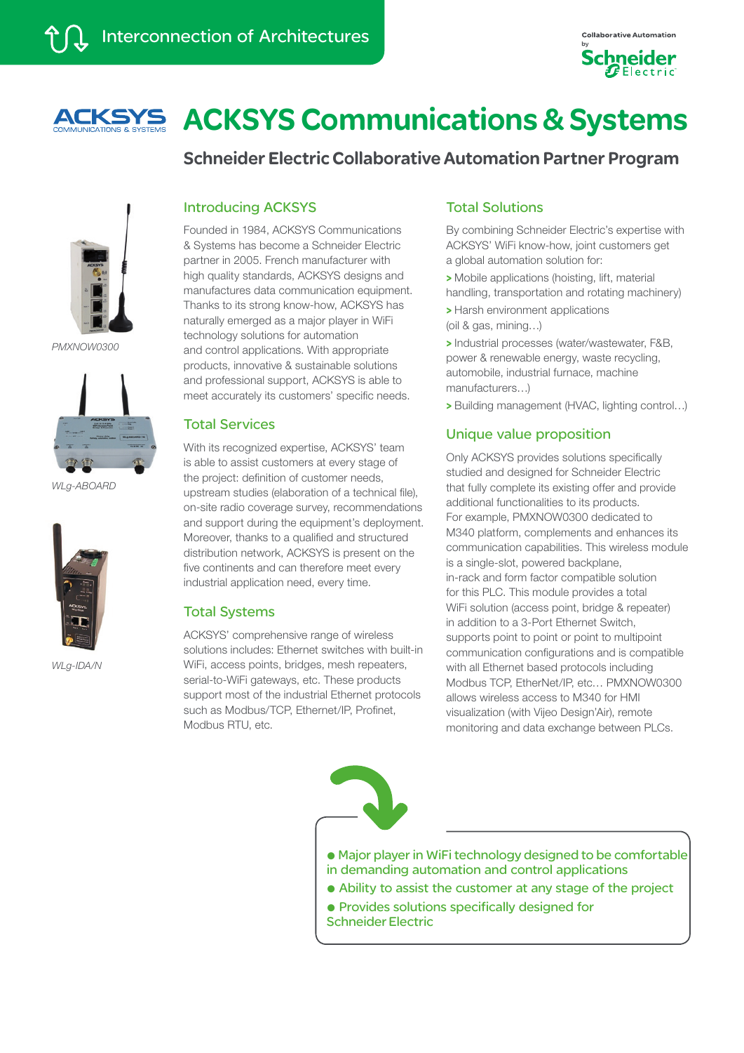Interconnection of Architectures

Collaborative Automation by Schneider Electric

# ACKSYS Communications & Systems

## Schneider Electric Collaborative Automation Partner Program

*PMXNOW0300*

*WLg-ABOARD*

*WLg-IDA/N*

### Introducing ACKSYS

Founded in 1984, ACKSYS Communications & Systems has become a Schneider Electric partner in 2005. French manufacturer with high quality standards, ACKSYS designs and manufactures data communication equipment. Thanks to its strong know-how, ACKSYS has naturally emerged as a major player in WiFi technology solutions for automation and control applications. With appropriate products, innovative & sustainable solutions and professional support, ACKSYS is able to meet accurately its customers' specific needs.

### Total Services

With its recognized expertise, ACKSYS' team is able to assist customers at every stage of the project: definition of customer needs, upstream studies (elaboration of a technical file), on-site radio coverage survey, recommendations and support during the equipment's deployment. Moreover, thanks to a qualified and structured distribution network, ACKSYS is present on the five continents and can therefore meet every industrial application need, every time.

### Total Systems

ACKSYS' comprehensive range of wireless solutions includes: Ethernet switches with built-in WiFi, access points, bridges, mesh repeaters, serial-to-WiFi gateways, etc. These products support most of the industrial Ethernet protocols such as Modbus/TCP, Ethernet/IP, Profinet, Modbus RTU, etc.

### Total Solutions

By combining Schneider Electric's expertise with ACKSYS' WiFi know-how, joint customers get a global automation solution for:

> Mobile applications (hoisting, lift, material handling, transportation and rotating machinery)

> Harsh environment applications (oil & gas, mining…)

> Industrial processes (water/wastewater, F&B, power & renewable energy, waste recycling, automobile, industrial furnace, machine manufacturers…)

> Building management (HVAC, lighting control…)

### Unique value proposition

Only ACKSYS provides solutions specifically studied and designed for Schneider Electric that fully complete its existing offer and provide additional functionalities to its products. For example, PMXNOW0300 dedicated to M340 platform, complements and enhances its communication capabilities. This wireless module is a single-slot, powered backplane, in-rack and form factor compatible solution for this PLC. This module provides a total WiFi solution (access point, bridge & repeater) in addition to a 3-Port Ethernet Switch, supports point to point or point to multipoint communication configurations and is compatible with all Ethernet based protocols including Modbus TCP, EtherNet/IP, etc… PMXNOW0300 allows wireless access to M340 for HMI visualization (with Vijeo Design'Air), remote monitoring and data exchange between PLCs.

- Major player in WiFi technology designed to be comfortable in demanding automation and control applications
- Ability to assist the customer at any stage of the project
- Provides solutions specifically designed for Schneider Electric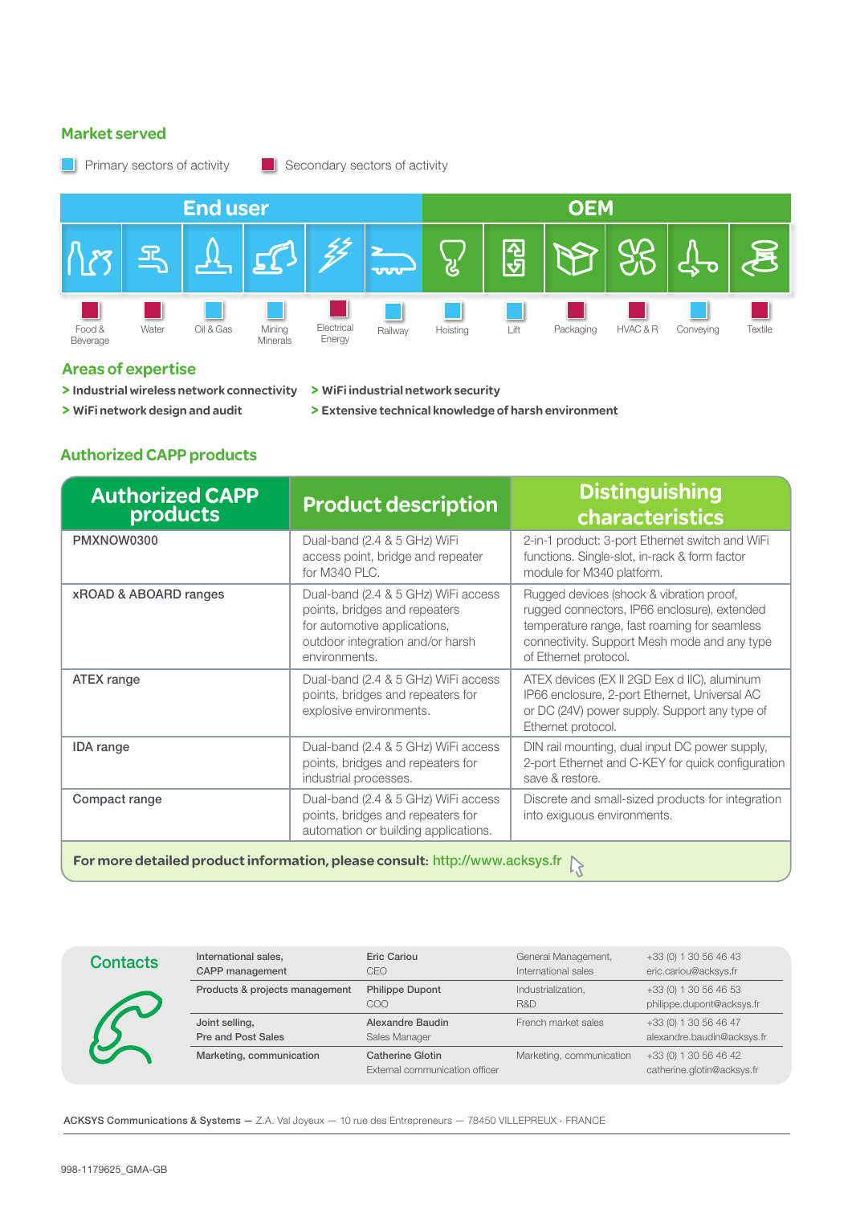## Market served

Primary sectors of activity    Secondary sectors of activity

| End user | | | | | | OEM | | | | | |
|---|---|---|---|---|---|---|---|---|---|---|---|
| Food & Beverage | Water | Oil & Gas | Mining Minerals | Electrical Energy | Railway | Hoisting | Lift | Packaging | HVAC & R | Conveying | Textile |

## Areas of expertise

- > Industrial wireless network connectivity
- > WiFi network design and audit
- > WiFi industrial network security
- > Extensive technical knowledge of harsh environment

## Authorized CAPP products

| Authorized CAPP products | Product description | Distinguishing characteristics |
|---|---|---|
| PMXNOW0300 | Dual-band (2.4 & 5 GHz) WiFi access point, bridge and repeater for M340 PLC. | 2-in-1 product: 3-port Ethernet switch and WiFi functions. Single-slot, in-rack & form factor module for M340 platform. |
| xROAD & ABOARD ranges | Dual-band (2.4 & 5 GHz) WiFi access points, bridges and repeaters for automotive applications, outdoor integration and/or harsh environments. | Rugged devices (shock & vibration proof, rugged connectors, IP66 enclosure), extended temperature range, fast roaming for seamless connectivity. Support Mesh mode and any type of Ethernet protocol. |
| ATEX range | Dual-band (2.4 & 5 GHz) WiFi access points, bridges and repeaters for explosive environments. | ATEX devices (EX II 2GD Eex d IIC), aluminum IP66 enclosure, 2-port Ethernet, Universal AC or DC (24V) power supply. Support any type of Ethernet protocol. |
| IDA range | Dual-band (2.4 & 5 GHz) WiFi access points, bridges and repeaters for industrial processes. | DIN rail mounting, dual input DC power supply, 2-port Ethernet and C-KEY for quick configuration save & restore. |
| Compact range | Dual-band (2.4 & 5 GHz) WiFi access points, bridges and repeaters for automation or building applications. | Discrete and small-sized products for integration into exiguous environments. |

**For more detailed product information, please consult:** http://www.acksys.fr

## Contacts

| | | | |
|---|---|---|---|
| International sales, CAPP management | **Eric Cariou** CEO | General Management, International sales | +33 (0) 1 30 56 46 43 eric.cariou@acksys.fr |
| Products & projects management | **Philippe Dupont** COO | Industrialization, R&D | +33 (0) 1 30 56 46 53 philippe.dupont@acksys.fr |
| Joint selling, Pre and Post Sales | **Alexandre Baudin** Sales Manager | French market sales | +33 (0) 1 30 56 46 47 alexandre.baudin@acksys.fr |
| Marketing, communication | **Catherine Glotin** External communication officer | Marketing, communication | +33 (0) 1 30 56 46 42 catherine.glotin@acksys.fr |

**ACKSYS Communications & Systems** — Z.A. Val Joyeux — 10 rue des Entrepreneurs — 78450 VILLEPREUX - FRANCE

998-1179625_GMA-GB